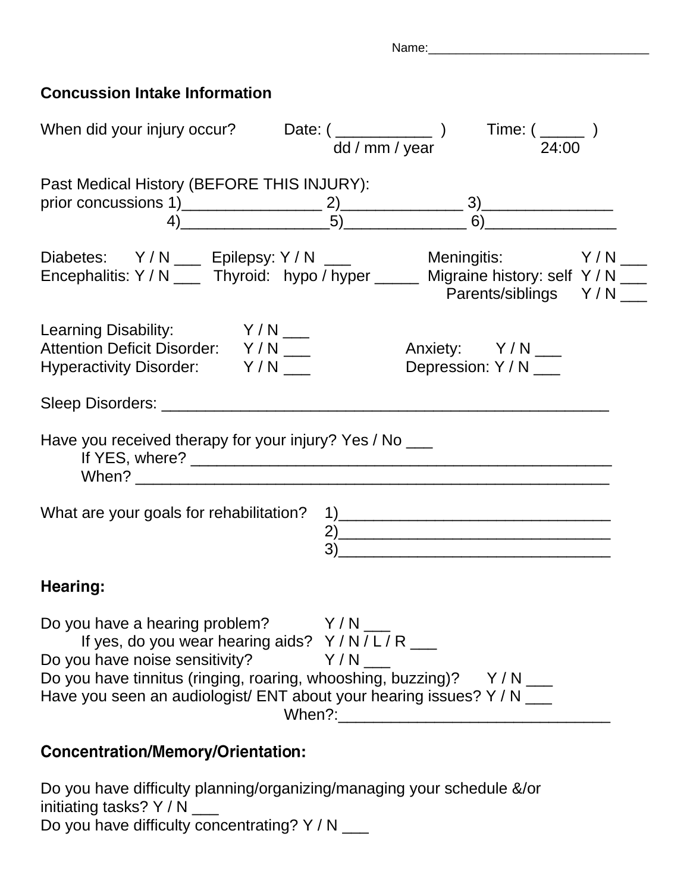Name:_______________________________

## Concussion Intake Information

When did your injury occur? Date: ( ___________ ) Time: ( _____ )
dd / mm / year 24:00

Past Medical History (BEFORE THIS INJURY):
prior concussions 1)________________ 2)______________ 3)_______________
4)_________________5)______________ 6)_______________

Diabetes: Y / N ___ Epilepsy: Y / N ___ Meningitis: Y / N ___
Encephalitis: Y / N ___ Thyroid: hypo / hyper _____ Migraine history: self Y / N ___
Parents/siblings Y / N ___

Learning Disability: Y / N ___
Attention Deficit Disorder: Y / N ___ Anxiety: Y / N ___
Hyperactivity Disorder: Y / N ___ Depression: Y / N ___

Sleep Disorders: ____________________________________________________

Have you received therapy for your injury? Yes / No ___
If YES, where? ________________________________________________
When? ____________________________________________________

What are your goals for rehabilitation? 1)________________________________
2)________________________________
3)________________________________

## Hearing:

Do you have a hearing problem? Y / N ___
If yes, do you wear hearing aids? Y / N / L / R ___
Do you have noise sensitivity? Y / N ___
Do you have tinnitus (ringing, roaring, whooshing, buzzing)? Y / N ___
Have you seen an audiologist/ ENT about your hearing issues? Y / N ___
When?:________________________________

## Concentration/Memory/Orientation:

Do you have difficulty planning/organizing/managing your schedule &/or initiating tasks? Y / N ___
Do you have difficulty concentrating? Y / N ___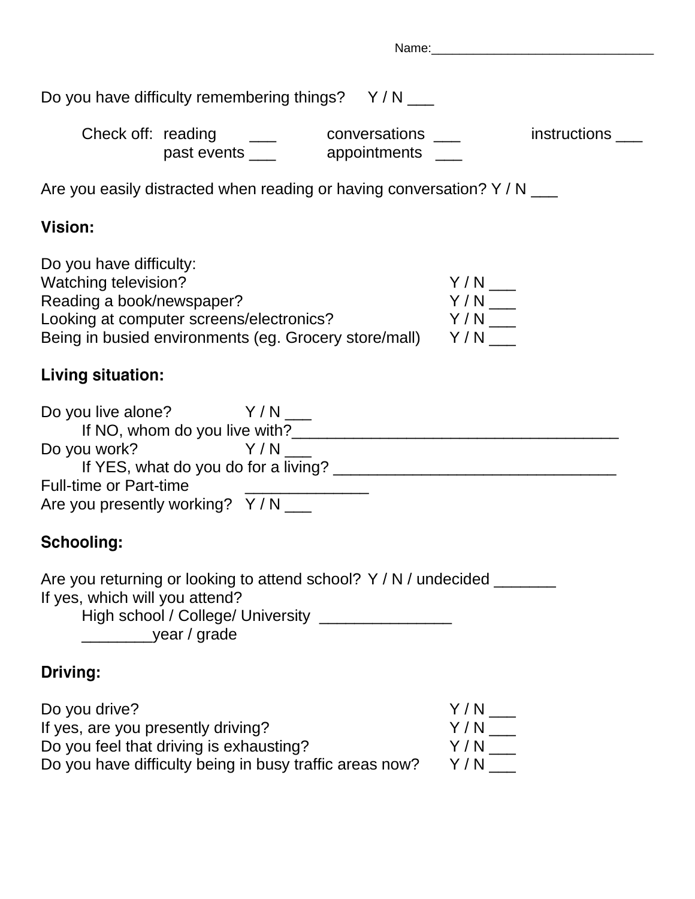Name:______________________________

Do you have difficulty remembering things? Y / N ___

Check off: reading ___ conversations ___ instructions ___
past events ___ appointments ___

Are you easily distracted when reading or having conversation? Y / N ___

**Vision:**

Do you have difficulty:
Watching television? Y / N ___
Reading a book/newspaper? Y / N ___
Looking at computer screens/electronics? Y / N ___
Being in busied environments (eg. Grocery store/mall) Y / N ___

**Living situation:**

Do you live alone? Y / N ___
If NO, whom do you live with?____________________________________
Do you work? Y / N ___
If YES, what do you do for a living? ______________________________
Full-time or Part-time _____________
Are you presently working? Y / N ___

**Schooling:**

Are you returning or looking to attend school? Y / N / undecided _______
If yes, which will you attend?
High school / College/ University ______________
________year / grade

**Driving:**

Do you drive? Y / N ___
If yes, are you presently driving? Y / N ___
Do you feel that driving is exhausting? Y / N ___
Do you have difficulty being in busy traffic areas now? Y / N ___